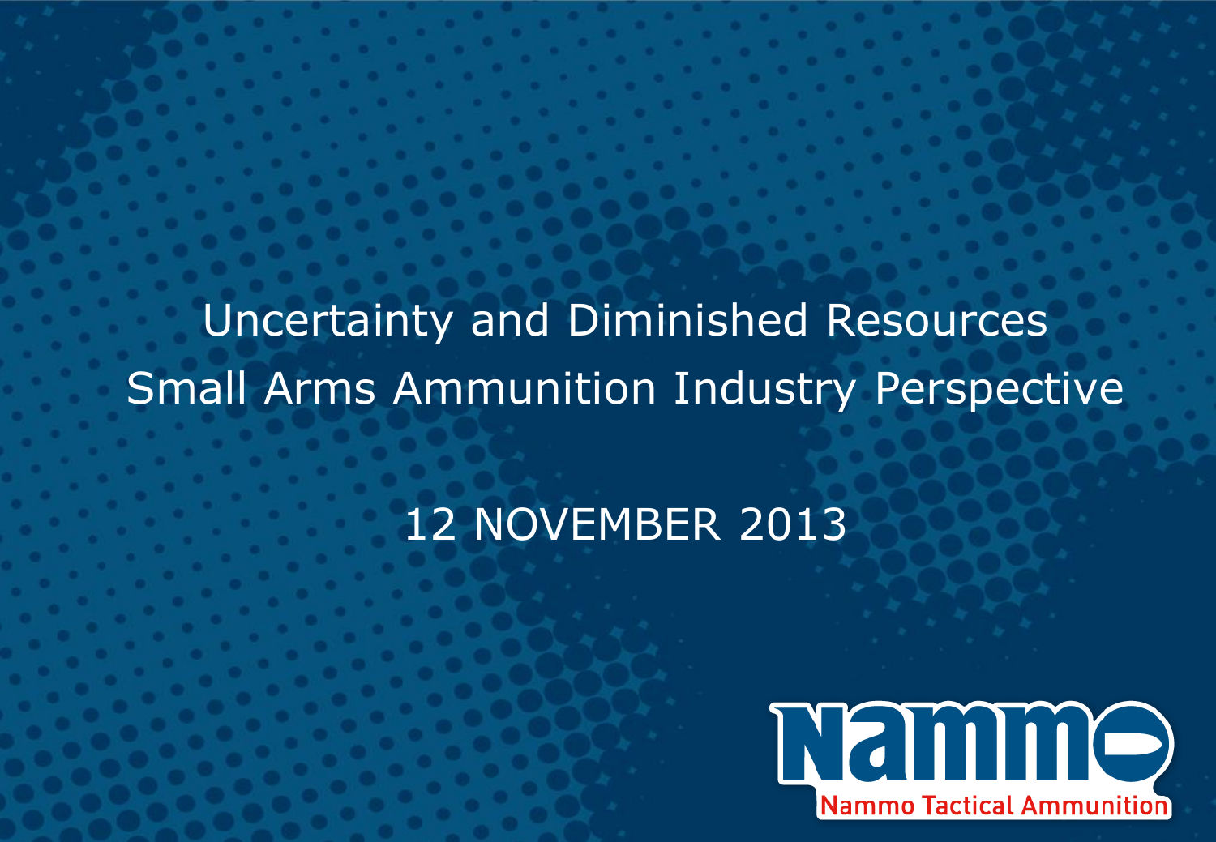# Uncertainty and Diminished Resources
# Small Arms Ammunition Industry Perspective

12 NOVEMBER 2013

Nammo Tactical Ammunition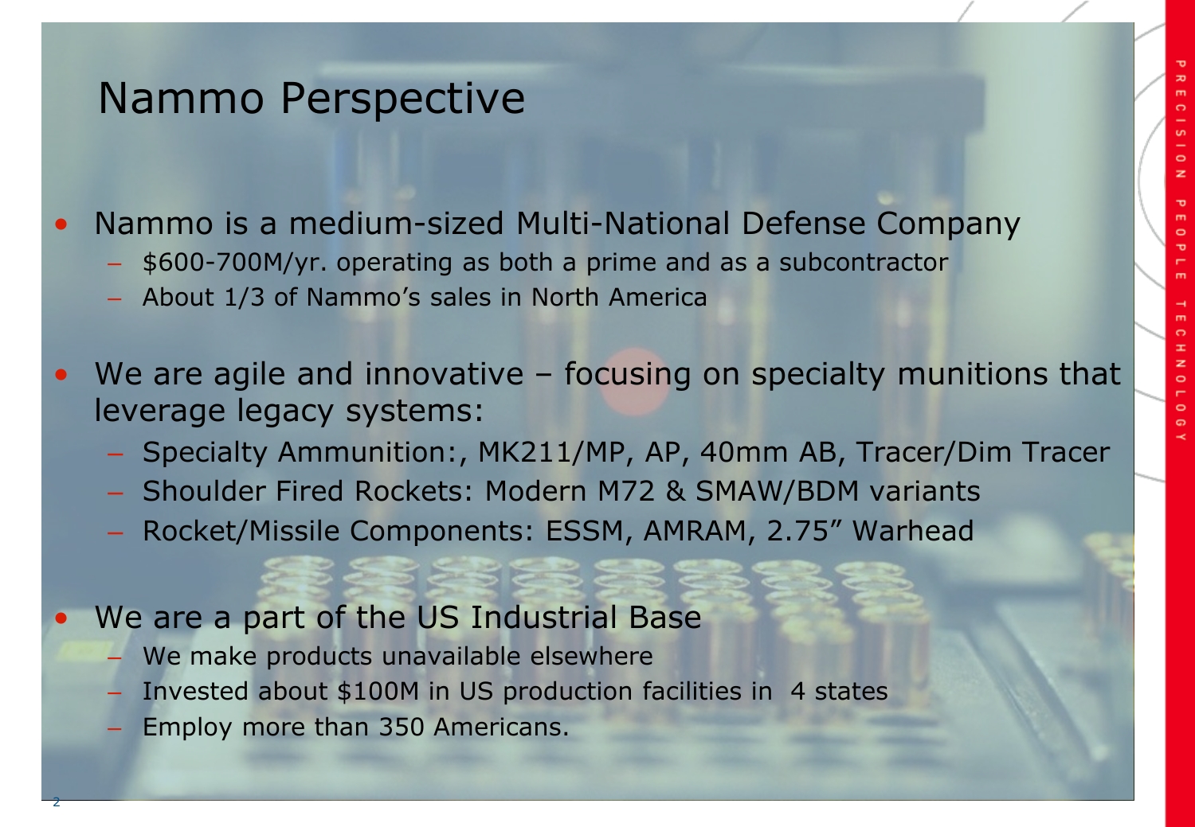# Nammo Perspective

- Nammo is a medium-sized Multi-National Defense Company
  - $600-700M/yr. operating as both a prime and as a subcontractor
  - About 1/3 of Nammo's sales in North America
- We are agile and innovative – focusing on specialty munitions that leverage legacy systems:
  - Specialty Ammunition:, MK211/MP, AP, 40mm AB, Tracer/Dim Tracer
  - Shoulder Fired Rockets: Modern M72 & SMAW/BDM variants
  - Rocket/Missile Components: ESSM, AMRAM, 2.75" Warhead
- We are a part of the US Industrial Base
  - We make products unavailable elsewhere
  - Invested about $100M in US production facilities in 4 states
  - Employ more than 350 Americans.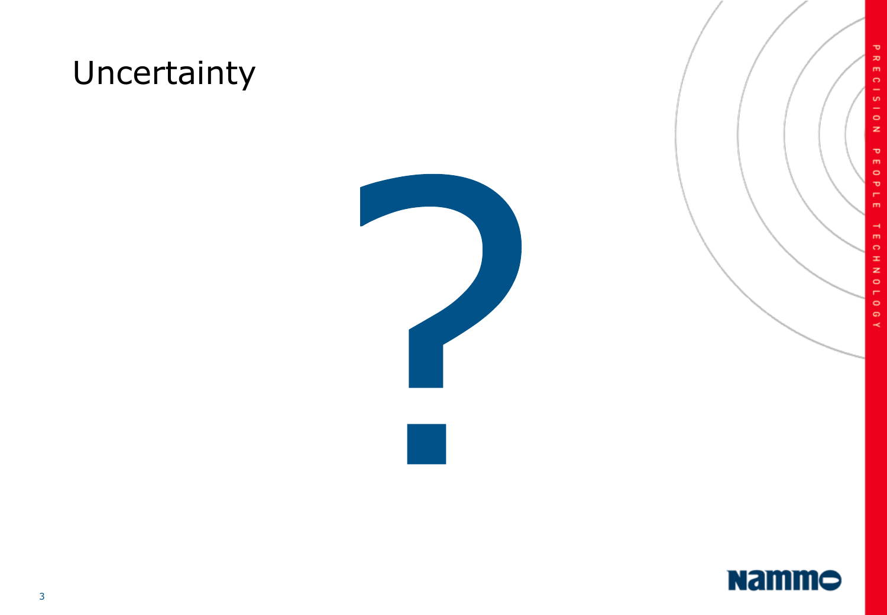# Uncertainty

?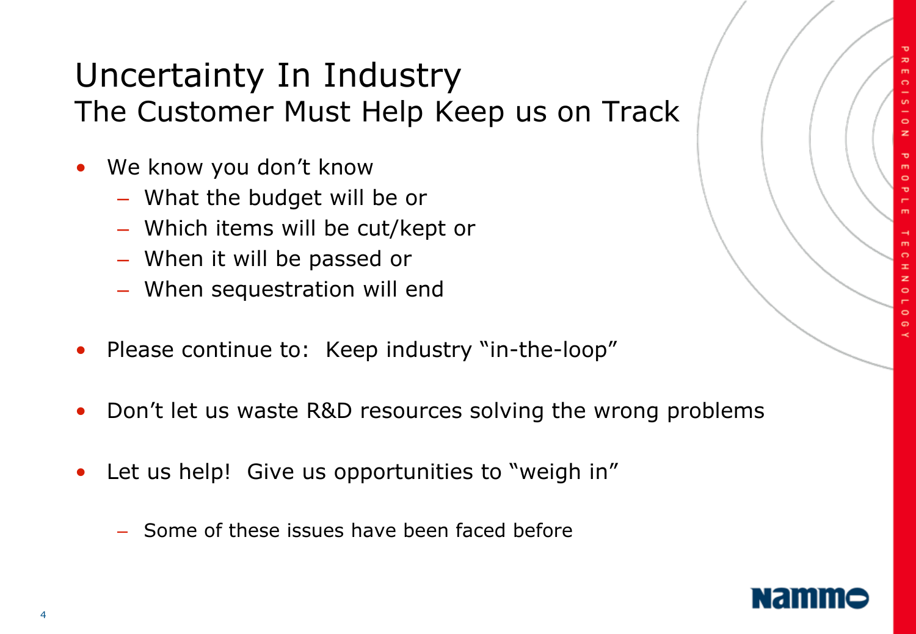# Uncertainty In Industry

## The Customer Must Help Keep us on Track

- We know you don't know
  - What the budget will be or
  - Which items will be cut/kept or
  - When it will be passed or
  - When sequestration will end
- Please continue to: Keep industry "in-the-loop"
- Don't let us waste R&D resources solving the wrong problems
- Let us help! Give us opportunities to "weigh in"
  - Some of these issues have been faced before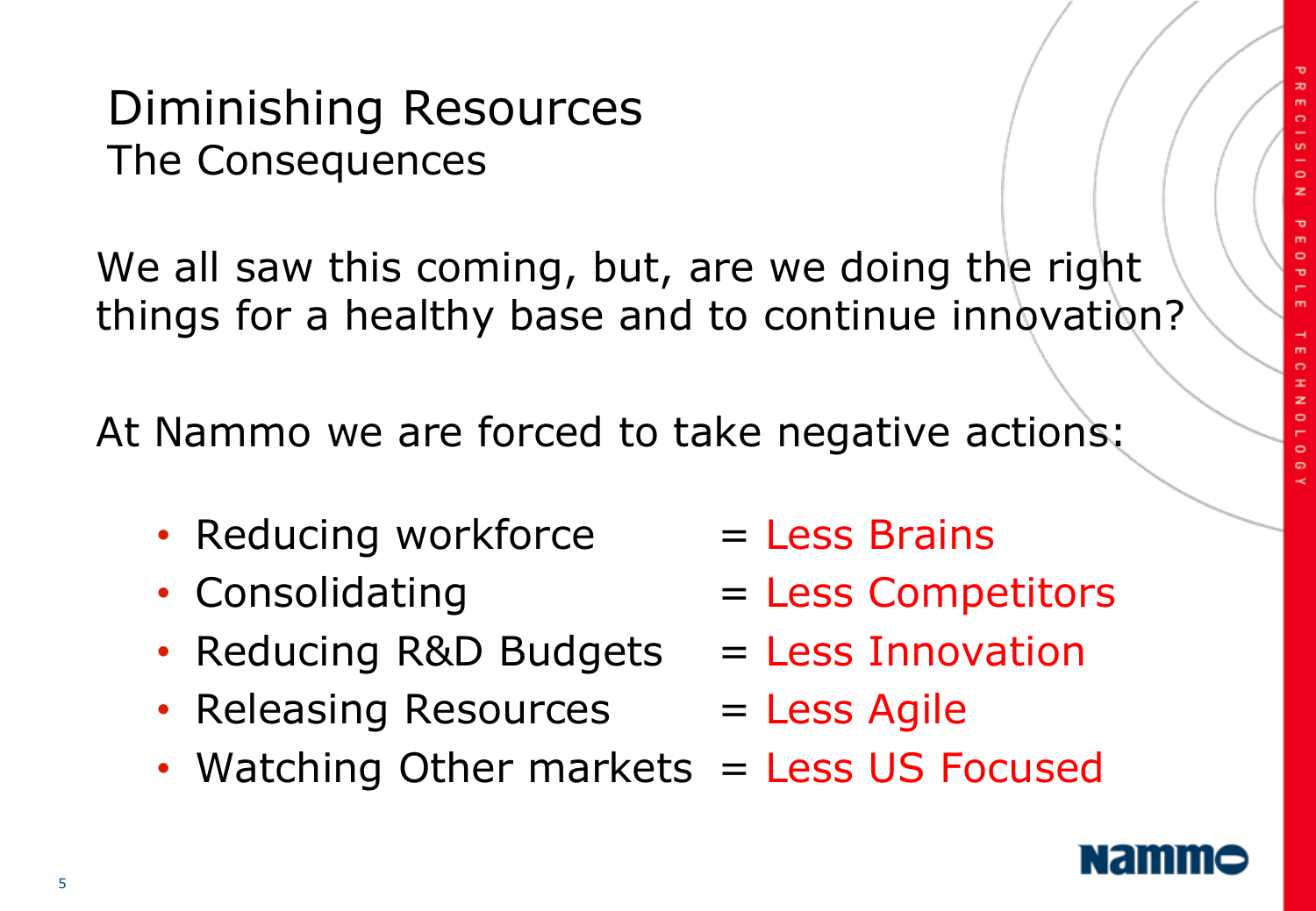# Diminishing Resources
## The Consequences

We all saw this coming, but, are we doing the right things for a healthy base and to continue innovation?

At Nammo we are forced to take negative actions:

- Reducing workforce = Less Brains
- Consolidating = Less Competitors
- Reducing R&D Budgets = Less Innovation
- Releasing Resources = Less Agile
- Watching Other markets = Less US Focused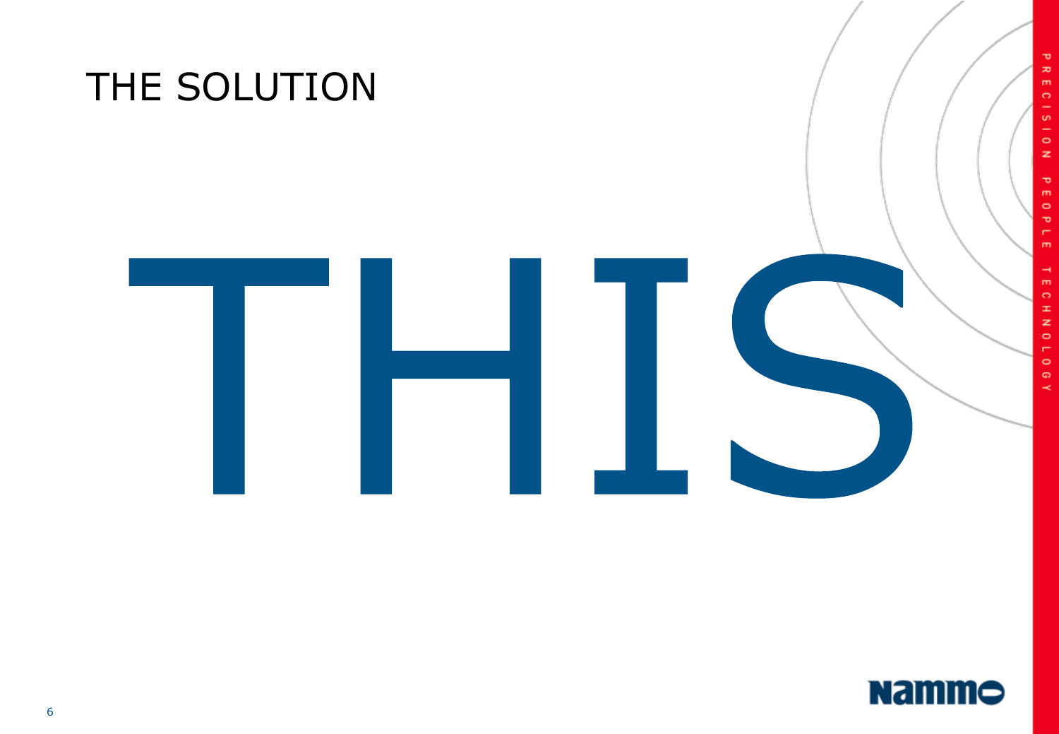# THE SOLUTION

# THIS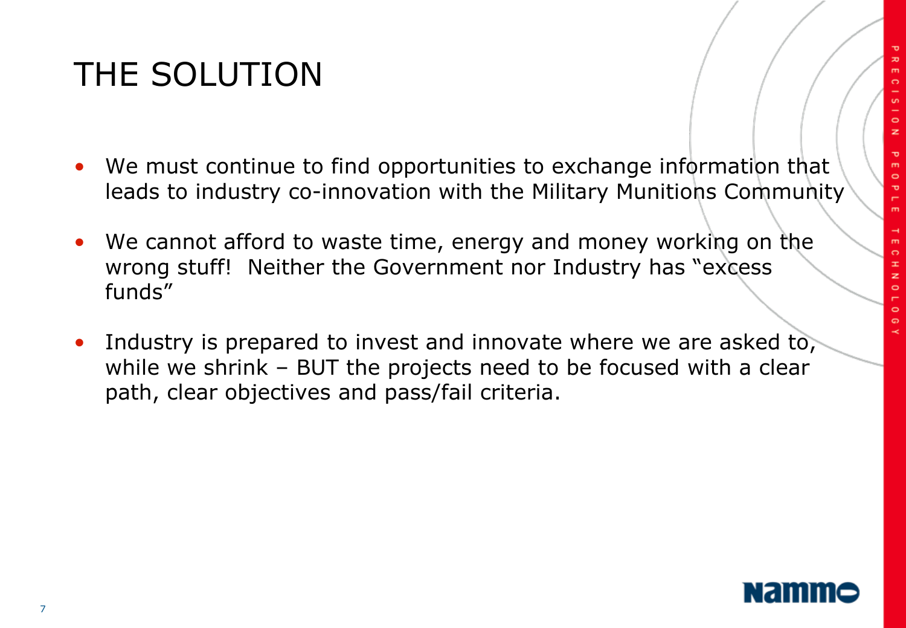# THE SOLUTION

- We must continue to find opportunities to exchange information that leads to industry co-innovation with the Military Munitions Community
- We cannot afford to waste time, energy and money working on the wrong stuff! Neither the Government nor Industry has "excess funds"
- Industry is prepared to invest and innovate where we are asked to, while we shrink – BUT the projects need to be focused with a clear path, clear objectives and pass/fail criteria.